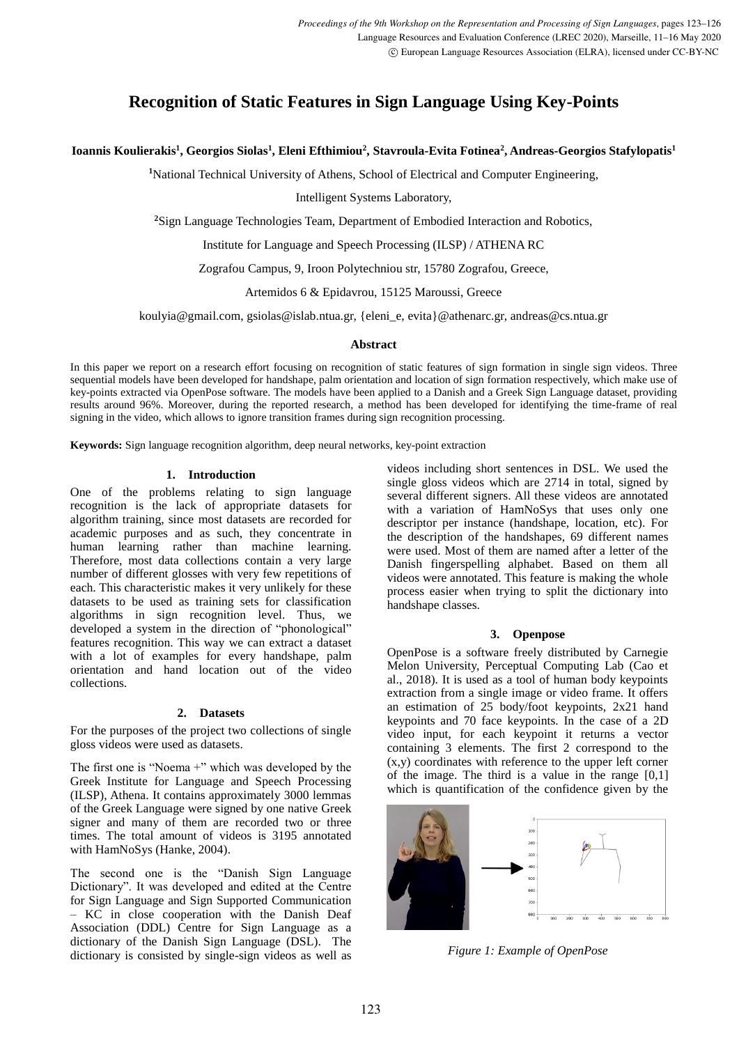# Recognition of Static Features in Sign Language Using Key-Points

**Ioannis Koulierakis[1], Georgios Siolas[1], Eleni Efthimiou[2], Stavroula-Evita Fotinea[2], Andreas-Georgios Stafylopatis[1]**

[1]National Technical University of Athens, School of Electrical and Computer Engineering,

Intelligent Systems Laboratory,

[2]Sign Language Technologies Team, Department of Embodied Interaction and Robotics,

Institute for Language and Speech Processing (ILSP) / ATHENA RC

Zografou Campus, 9, Iroon Polytechniou str, 15780 Zografou, Greece,

Artemidos 6 & Epidavrou, 15125 Maroussi, Greece

koulyia@gmail.com, gsiolas@islab.ntua.gr, {eleni_e, evita}@athenarc.gr, andreas@cs.ntua.gr

### Abstract

In this paper we report on a research effort focusing on recognition of static features of sign formation in single sign videos. Three sequential models have been developed for handshape, palm orientation and location of sign formation respectively, which make use of key-points extracted via OpenPose software. The models have been applied to a Danish and a Greek Sign Language dataset, providing results around 96%. Moreover, during the reported research, a method has been developed for identifying the time-frame of real signing in the video, which allows to ignore transition frames during sign recognition processing.

**Keywords:** Sign language recognition algorithm, deep neural networks, key-point extraction

## 1. Introduction

One of the problems relating to sign language recognition is the lack of appropriate datasets for algorithm training, since most datasets are recorded for academic purposes and as such, they concentrate in human learning rather than machine learning. Therefore, most data collections contain a very large number of different glosses with very few repetitions of each. This characteristic makes it very unlikely for these datasets to be used as training sets for classification algorithms in sign recognition level. Thus, we developed a system in the direction of "phonological" features recognition. This way we can extract a dataset with a lot of examples for every handshape, palm orientation and hand location out of the video collections.

## 2. Datasets

For the purposes of the project two collections of single gloss videos were used as datasets.

The first one is "Noema +" which was developed by the Greek Institute for Language and Speech Processing (ILSP), Athena. It contains approximately 3000 lemmas of the Greek Language were signed by one native Greek signer and many of them are recorded two or three times. The total amount of videos is 3195 annotated with HamNoSys (Hanke, 2004).

The second one is the "Danish Sign Language Dictionary". It was developed and edited at the Centre for Sign Language and Sign Supported Communication – KC in close cooperation with the Danish Deaf Association (DDL) Centre for Sign Language as a dictionary of the Danish Sign Language (DSL). The dictionary is consisted by single-sign videos as well as videos including short sentences in DSL. We used the single gloss videos which are 2714 in total, signed by several different signers. All these videos are annotated with a variation of HamNoSys that uses only one descriptor per instance (handshape, location, etc). For the description of the handshapes, 69 different names were used. Most of them are named after a letter of the Danish fingerspelling alphabet. Based on them all videos were annotated. This feature is making the whole process easier when trying to split the dictionary into handshape classes.

## 3. Openpose

OpenPose is a software freely distributed by Carnegie Melon University, Perceptual Computing Lab (Cao et al., 2018). It is used as a tool of human body keypoints extraction from a single image or video frame. It offers an estimation of 25 body/foot keypoints, 2x21 hand keypoints and 70 face keypoints. In the case of a 2D video input, for each keypoint it returns a vector containing 3 elements. The first 2 correspond to the (x,y) coordinates with reference to the upper left corner of the image. The third is a value in the range [0,1] which is quantification of the confidence given by the

*Figure 1: Example of OpenPose*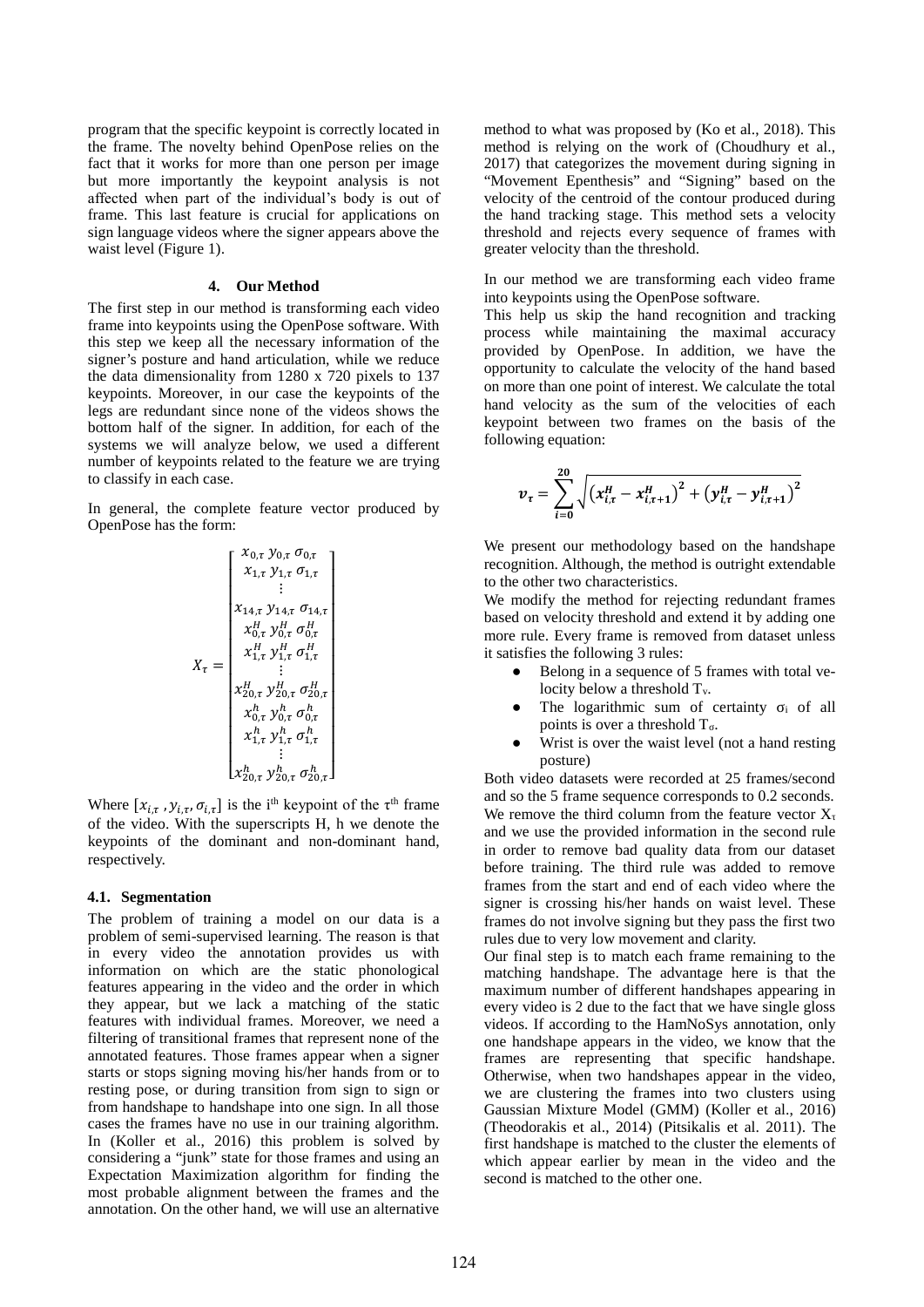program that the specific keypoint is correctly located in the frame. The novelty behind OpenPose relies on the fact that it works for more than one person per image but more importantly the keypoint analysis is not affected when part of the individual's body is out of frame. This last feature is crucial for applications on sign language videos where the signer appears above the waist level (Figure 1).

## 4. Our Method

The first step in our method is transforming each video frame into keypoints using the OpenPose software. With this step we keep all the necessary information of the signer's posture and hand articulation, while we reduce the data dimensionality from 1280 x 720 pixels to 137 keypoints. Moreover, in our case the keypoints of the legs are redundant since none of the videos shows the bottom half of the signer. In addition, for each of the systems we will analyze below, we used a different number of keypoints related to the feature we are trying to classify in each case.

In general, the complete feature vector produced by OpenPose has the form:

$$X_\tau = \begin{bmatrix} x_{0,\tau}\ y_{0,\tau}\ \sigma_{0,\tau} \\ x_{1,\tau}\ y_{1,\tau}\ \sigma_{1,\tau} \\ \vdots \\ x_{14,\tau}\ y_{14,\tau}\ \sigma_{14,\tau} \\ x^H_{0,\tau}\ y^H_{0,\tau}\ \sigma^H_{0,\tau} \\ x^H_{1,\tau}\ y^H_{1,\tau}\ \sigma^H_{1,\tau} \\ \vdots \\ x^H_{20,\tau}\ y^H_{20,\tau}\ \sigma^H_{20,\tau} \\ x^h_{0,\tau}\ y^h_{0,\tau}\ \sigma^h_{0,\tau} \\ x^h_{1,\tau}\ y^h_{1,\tau}\ \sigma^h_{1,\tau} \\ \vdots \\ x^h_{20,\tau}\ y^h_{20,\tau}\ \sigma^h_{20,\tau} \end{bmatrix}$$

Where $[x_{i,\tau}, y_{i,\tau}, \sigma_{i,\tau}]$ is the i[th] keypoint of the τ[th] frame of the video. With the superscripts H, h we denote the keypoints of the dominant and non-dominant hand, respectively.

### 4.1. Segmentation

The problem of training a model on our data is a problem of semi-supervised learning. The reason is that in every video the annotation provides us with information on which are the static phonological features appearing in the video and the order in which they appear, but we lack a matching of the static features with individual frames. Moreover, we need a filtering of transitional frames that represent none of the annotated features. Those frames appear when a signer starts or stops signing moving his/her hands from or to resting pose, or during transition from sign to sign or from handshape to handshape into one sign. In all those cases the frames have no use in our training algorithm. In (Koller et al., 2016) this problem is solved by considering a "junk" state for those frames and using an Expectation Maximization algorithm for finding the most probable alignment between the frames and the annotation. On the other hand, we will use an alternative method to what was proposed by (Ko et al., 2018). This method is relying on the work of (Choudhury et al., 2017) that categorizes the movement during signing in "Movement Epenthesis" and "Signing" based on the velocity of the centroid of the contour produced during the hand tracking stage. This method sets a velocity threshold and rejects every sequence of frames with greater velocity than the threshold.

In our method we are transforming each video frame into keypoints using the OpenPose software.

This help us skip the hand recognition and tracking process while maintaining the maximal accuracy provided by OpenPose. In addition, we have the opportunity to calculate the velocity of the hand based on more than one point of interest. We calculate the total hand velocity as the sum of the velocities of each keypoint between two frames on the basis of the following equation:

$$\boldsymbol{v_\tau} = \sum_{\boldsymbol{i=0}}^{\boldsymbol{20}} \sqrt{\left(\boldsymbol{x^H_{i,\tau}} - \boldsymbol{x^H_{i,\tau+1}}\right)^2 + \left(\boldsymbol{y^H_{i,\tau}} - \boldsymbol{y^H_{i,\tau+1}}\right)^2}$$

We present our methodology based on the handshape recognition. Although, the method is outright extendable to the other two characteristics.

We modify the method for rejecting redundant frames based on velocity threshold and extend it by adding one more rule. Every frame is removed from dataset unless it satisfies the following 3 rules:

- Belong in a sequence of 5 frames with total velocity below a threshold $T_v$.
- The logarithmic sum of certainty $\sigma_i$ of all points is over a threshold $T_\sigma$.
- Wrist is over the waist level (not a hand resting posture)

Both video datasets were recorded at 25 frames/second and so the 5 frame sequence corresponds to 0.2 seconds. We remove the third column from the feature vector $X_\tau$ and we use the provided information in the second rule in order to remove bad quality data from our dataset before training. The third rule was added to remove frames from the start and end of each video where the signer is crossing his/her hands on waist level. These frames do not involve signing but they pass the first two rules due to very low movement and clarity.

Our final step is to match each frame remaining to the matching handshape. The advantage here is that the maximum number of different handshapes appearing in every video is 2 due to the fact that we have single gloss videos. If according to the HamNoSys annotation, only one handshape appears in the video, we know that the frames are representing that specific handshape. Otherwise, when two handshapes appear in the video, we are clustering the frames into two clusters using Gaussian Mixture Model (GMM) (Koller et al., 2016) (Theodorakis et al., 2014) (Pitsikalis et al. 2011). The first handshape is matched to the cluster the elements of which appear earlier by mean in the video and the second is matched to the other one.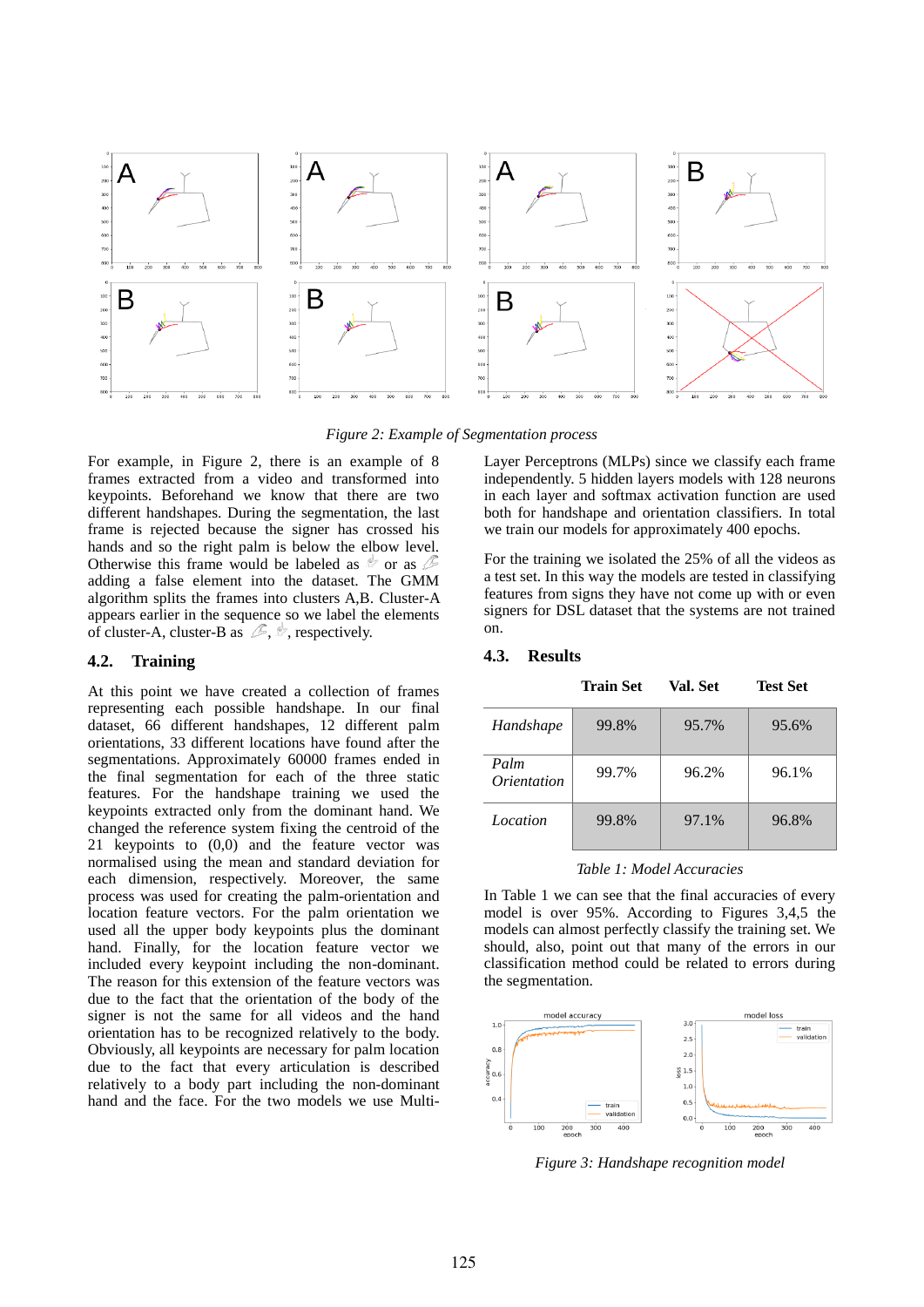Figure 2: Example of Segmentation process

For example, in Figure 2, there is an example of 8 frames extracted from a video and transformed into keypoints. Beforehand we know that there are two different handshapes. During the segmentation, the last frame is rejected because the signer has crossed his hands and so the right palm is below the elbow level. Otherwise this frame would be labeled as or as adding a false element into the dataset. The GMM algorithm splits the frames into clusters A,B. Cluster-A appears earlier in the sequence so we label the elements of cluster-A, cluster-B as , , respectively.

## 4.2. Training

At this point we have created a collection of frames representing each possible handshape. In our final dataset, 66 different handshapes, 12 different palm orientations, 33 different locations have found after the segmentations. Approximately 60000 frames ended in the final segmentation for each of the three static features. For the handshape training we used the keypoints extracted only from the dominant hand. We changed the reference system fixing the centroid of the 21 keypoints to (0,0) and the feature vector was normalised using the mean and standard deviation for each dimension, respectively. Moreover, the same process was used for creating the palm-orientation and location feature vectors. For the palm orientation we used all the upper body keypoints plus the dominant hand. Finally, for the location feature vector we included every keypoint including the non-dominant. The reason for this extension of the feature vectors was due to the fact that the orientation of the body of the signer is not the same for all videos and the hand orientation has to be recognized relatively to the body. Obviously, all keypoints are necessary for palm location due to the fact that every articulation is described relatively to a body part including the non-dominant hand and the face. For the two models we use Multi-Layer Perceptrons (MLPs) since we classify each frame independently. 5 hidden layers models with 128 neurons in each layer and softmax activation function are used both for handshape and orientation classifiers. In total we train our models for approximately 400 epochs.

For the training we isolated the 25% of all the videos as a test set. In this way the models are tested in classifying features from signs they have not come up with or even signers for DSL dataset that the systems are not trained on.

## 4.3. Results

| | Train Set | Val. Set | Test Set |
|---|---|---|---|
| *Handshape* | 99.8% | 95.7% | 95.6% |
| *Palm Orientation* | 99.7% | 96.2% | 96.1% |
| *Location* | 99.8% | 97.1% | 96.8% |

Table 1: Model Accuracies

In Table 1 we can see that the final accuracies of every model is over 95%. According to Figures 3,4,5 the models can almost perfectly classify the training set. We should, also, point out that many of the errors in our classification method could be related to errors during the segmentation.

Figure 3: Handshape recognition model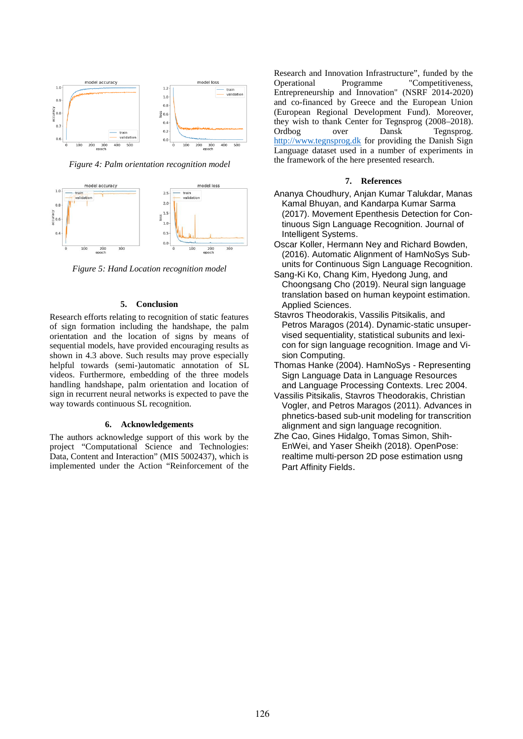model accuracy

1.0
0.9
0.8
0.7
0.6

accuracy

0 100 200 300 400 500
epoch

train
validation

model loss

1.2
1.0
0.8
0.6
0.4
0.2
0.0

loss

0 100 200 300 400 500
epoch

train
validation

*Figure 4: Palm orientation recognition model*

model accuracy

1.0
0.8
0.6
0.4

accuracy

0 100 200 300
epoch

train
validation

model loss

2.5
2.0
1.5
1.0
0.5
0.0

loss

0 100 200 300
epoch

train
validation

*Figure 5: Hand Location recognition model*

## 5. Conclusion

Research efforts relating to recognition of static features of sign formation including the handshape, the palm orientation and the location of signs by means of sequential models, have provided encouraging results as shown in 4.3 above. Such results may prove especially helpful towards (semi-)automatic annotation of SL videos. Furthermore, embedding of the three models handling handshape, palm orientation and location of sign in recurrent neural networks is expected to pave the way towards continuous SL recognition.

## 6. Acknowledgements

The authors acknowledge support of this work by the project "Computational Science and Technologies: Data, Content and Interaction" (MIS 5002437), which is implemented under the Action "Reinforcement of the Research and Innovation Infrastructure", funded by the Operational Programme "Competitiveness, Entrepreneurship and Innovation" (NSRF 2014-2020) and co-financed by Greece and the European Union (European Regional Development Fund). Moreover, they wish to thank Center for Tegnsprog (2008–2018). Ordbog over Dansk Tegnsprog. http://www.tegnsprog.dk for providing the Danish Sign Language dataset used in a number of experiments in the framework of the here presented research.

## 7. References

Ananya Choudhury, Anjan Kumar Talukdar, Manas Kamal Bhuyan, and Kandarpa Kumar Sarma (2017). Movement Epenthesis Detection for Continuous Sign Language Recognition. Journal of Intelligent Systems.

Oscar Koller, Hermann Ney and Richard Bowden, (2016). Automatic Alignment of HamNoSys Subunits for Continuous Sign Language Recognition.

Sang-Ki Ko, Chang Kim, Hyedong Jung, and Choongsang Cho (2019). Neural sign language translation based on human keypoint estimation. Applied Sciences.

Stavros Theodorakis, Vassilis Pitsikalis, and Petros Maragos (2014). Dynamic-static unsupervised sequentiality, statistical subunits and lexicon for sign language recognition. Image and Vision Computing.

Thomas Hanke (2004). HamNoSys - Representing Sign Language Data in Language Resources and Language Processing Contexts. Lrec 2004.

Vassilis Pitsikalis, Stavros Theodorakis, Christian Vogler, and Petros Maragos (2011). Advances in phnetics-based sub-unit modeling for transcription alignment and sign language recognition.

Zhe Cao, Gines Hidalgo, Tomas Simon, Shih-EnWei, and Yaser Sheikh (2018). OpenPose: realtime multi-person 2D pose estimation usng Part Affinity Fields.